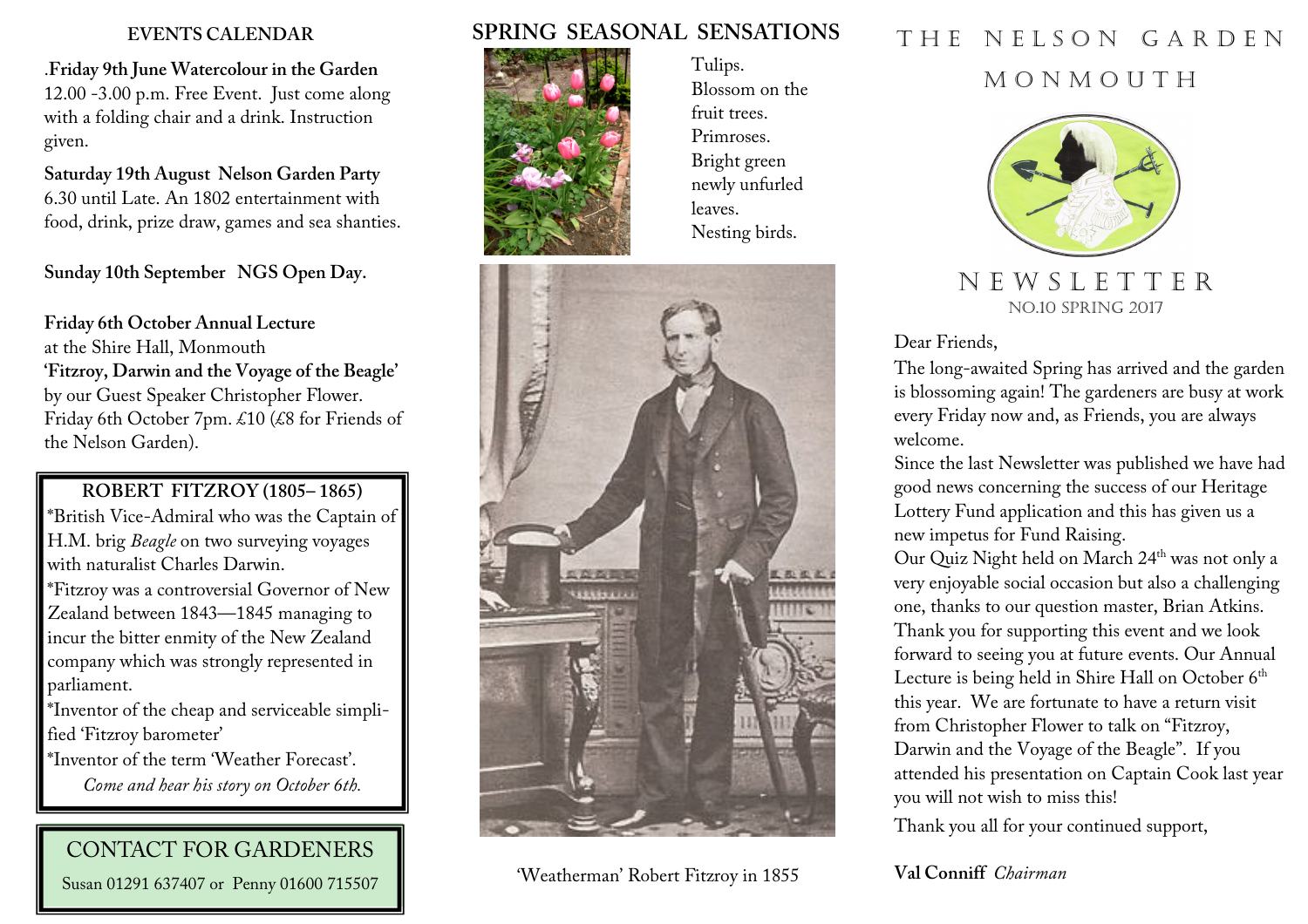## EVENTS CALENDAR

.**Friday 9th June Watercolour in the Garden**
12.00 -3.00 p.m. Free Event. Just come along with a folding chair and a drink. Instruction given.

**Saturday 19th August Nelson Garden Party**
6.30 until Late. An 1802 entertainment with food, drink, prize draw, games and sea shanties.

**Sunday 10th September NGS Open Day.**

**Friday 6th October Annual Lecture**
at the Shire Hall, Monmouth
**'Fitzroy, Darwin and the Voyage of the Beagle'**
by our Guest Speaker Christopher Flower.
Friday 6th October 7pm. £10 (£8 for Friends of the Nelson Garden).

### ROBERT FITZROY (1805– 1865)

*British Vice-Admiral who was the Captain of H.M. brig *Beagle* on two surveying voyages with naturalist Charles Darwin.

*Fitzroy was a controversial Governor of New Zealand between 1843—1845 managing to incur the bitter enmity of the New Zealand company which was strongly represented in parliament.

*Inventor of the cheap and serviceable simplified 'Fitzroy barometer'

*Inventor of the term 'Weather Forecast'.

*Come and hear his story on October 6th.*

### CONTACT FOR GARDENERS

Susan 01291 637407 or Penny 01600 715507

## SPRING SEASONAL SENSATIONS

Tulips.
Blossom on the fruit trees.
Primroses.
Bright green newly unfurled leaves.
Nesting birds.

'Weatherman' Robert Fitzroy in 1855

# THE NELSON GARDEN MONMOUTH

## NEWSLETTER

NO.10 SPRING 2017

Dear Friends,

The long-awaited Spring has arrived and the garden is blossoming again! The gardeners are busy at work every Friday now and, as Friends, you are always welcome.

Since the last Newsletter was published we have had good news concerning the success of our Heritage Lottery Fund application and this has given us a new impetus for Fund Raising.

Our Quiz Night held on March 24th was not only a very enjoyable social occasion but also a challenging one, thanks to our question master, Brian Atkins. Thank you for supporting this event and we look forward to seeing you at future events. Our Annual Lecture is being held in Shire Hall on October 6th this year. We are fortunate to have a return visit from Christopher Flower to talk on "Fitzroy, Darwin and the Voyage of the Beagle". If you attended his presentation on Captain Cook last year you will not wish to miss this!

Thank you all for your continued support,

**Val Conniff** *Chairman*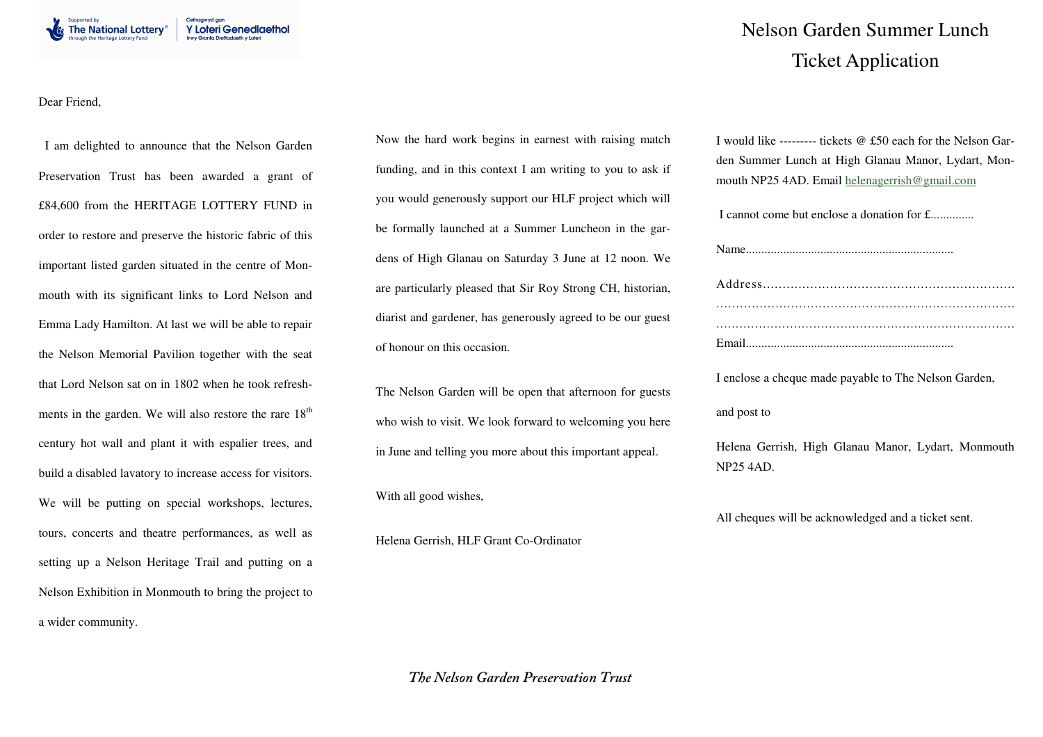Supported by The National Lottery® through the Heritage Lottery Fund | Cefnogwyd gan Y Loteri Genedlaethol trwy Gronfa Dreftadaeth y Loteri

Dear Friend,

I am delighted to announce that the Nelson Garden Preservation Trust has been awarded a grant of £84,600 from the HERITAGE LOTTERY FUND in order to restore and preserve the historic fabric of this important listed garden situated in the centre of Monmouth with its significant links to Lord Nelson and Emma Lady Hamilton. At last we will be able to repair the Nelson Memorial Pavilion together with the seat that Lord Nelson sat on in 1802 when he took refreshments in the garden. We will also restore the rare 18th century hot wall and plant it with espalier trees, and build a disabled lavatory to increase access for visitors. We will be putting on special workshops, lectures, tours, concerts and theatre performances, as well as setting up a Nelson Heritage Trail and putting on a Nelson Exhibition in Monmouth to bring the project to a wider community.

Now the hard work begins in earnest with raising match funding, and in this context I am writing to you to ask if you would generously support our HLF project which will be formally launched at a Summer Luncheon in the gardens of High Glanau on Saturday 3 June at 12 noon. We are particularly pleased that Sir Roy Strong CH, historian, diarist and gardener, has generously agreed to be our guest of honour on this occasion.

The Nelson Garden will be open that afternoon for guests who wish to visit. We look forward to welcoming you here in June and telling you more about this important appeal.

With all good wishes,

Helena Gerrish, HLF Grant Co-Ordinator

# Nelson Garden Summer Lunch Ticket Application

I would like --------- tickets @ £50 each for the Nelson Garden Summer Lunch at High Glanau Manor, Lydart, Monmouth NP25 4AD. Email helenagerrish@gmail.com

I cannot come but enclose a donation for £..............

Name...................................................................

Address..............................................................
..........................................................................
..........................................................................

Email...................................................................

I enclose a cheque made payable to The Nelson Garden,

and post to

Helena Gerrish, High Glanau Manor, Lydart, Monmouth NP25 4AD.

All cheques will be acknowledged and a ticket sent.

*The Nelson Garden Preservation Trust*